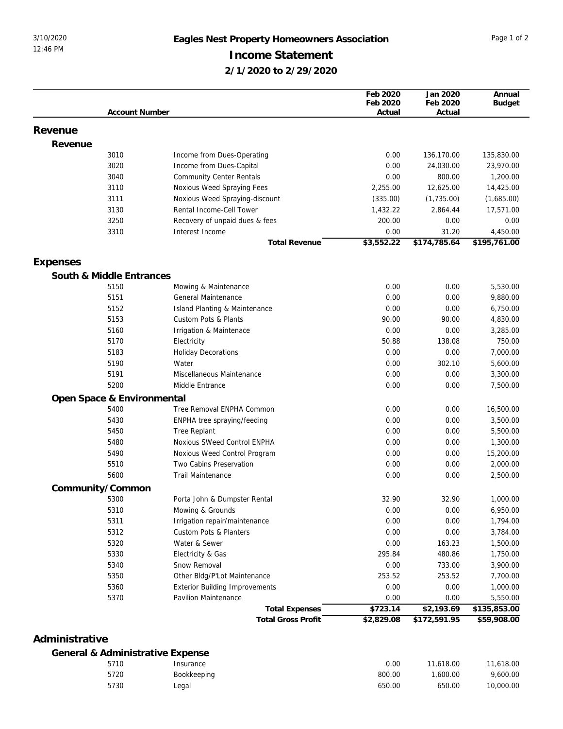# Eagles Nest Property Homeowners Association

## Income Statement

### 2/1/2020 to 2/29/2020

3/10/2020
12:46 PM

| Account Number | | Feb 2020 Feb 2020 Actual | Jan 2020 Feb 2020 Actual | Annual Budget |
|---|---|---|---|---|
| **Revenue** | | | | |
| **Revenue** | | | | |
| 3010 | Income from Dues-Operating | 0.00 | 136,170.00 | 135,830.00 |
| 3020 | Income from Dues-Capital | 0.00 | 24,030.00 | 23,970.00 |
| 3040 | Community Center Rentals | 0.00 | 800.00 | 1,200.00 |
| 3110 | Noxious Weed Spraying Fees | 2,255.00 | 12,625.00 | 14,425.00 |
| 3111 | Noxious Weed Spraying-discount | (335.00) | (1,735.00) | (1,685.00) |
| 3130 | Rental Income-Cell Tower | 1,432.22 | 2,864.44 | 17,571.00 |
| 3250 | Recovery of unpaid dues & fees | 200.00 | 0.00 | 0.00 |
| 3310 | Interest Income | 0.00 | 31.20 | 4,450.00 |
| | **Total Revenue** | **$3,552.22** | **$174,785.64** | **$195,761.00** |
| **Expenses** | | | | |
| **South & Middle Entrances** | | | | |
| 5150 | Mowing & Maintenance | 0.00 | 0.00 | 5,530.00 |
| 5151 | General Maintenance | 0.00 | 0.00 | 9,880.00 |
| 5152 | Island Planting & Maintenance | 0.00 | 0.00 | 6,750.00 |
| 5153 | Custom Pots & Plants | 90.00 | 90.00 | 4,830.00 |
| 5160 | Irrigation & Maintenace | 0.00 | 0.00 | 3,285.00 |
| 5170 | Electricity | 50.88 | 138.08 | 750.00 |
| 5183 | Holiday Decorations | 0.00 | 0.00 | 7,000.00 |
| 5190 | Water | 0.00 | 302.10 | 5,600.00 |
| 5191 | Miscellaneous Maintenance | 0.00 | 0.00 | 3,300.00 |
| 5200 | Middle Entrance | 0.00 | 0.00 | 7,500.00 |
| **Open Space & Environmental** | | | | |
| 5400 | Tree Removal ENPHA Common | 0.00 | 0.00 | 16,500.00 |
| 5430 | ENPHA tree spraying/feeding | 0.00 | 0.00 | 3,500.00 |
| 5450 | Tree Replant | 0.00 | 0.00 | 5,500.00 |
| 5480 | Noxious SWeed Control ENPHA | 0.00 | 0.00 | 1,300.00 |
| 5490 | Noxious Weed Control Program | 0.00 | 0.00 | 15,200.00 |
| 5510 | Two Cabins Preservation | 0.00 | 0.00 | 2,000.00 |
| 5600 | Trail Maintenance | 0.00 | 0.00 | 2,500.00 |
| **Community/Common** | | | | |
| 5300 | Porta John & Dumpster Rental | 32.90 | 32.90 | 1,000.00 |
| 5310 | Mowing & Grounds | 0.00 | 0.00 | 6,950.00 |
| 5311 | Irrigation repair/maintenance | 0.00 | 0.00 | 1,794.00 |
| 5312 | Custom Pots & Planters | 0.00 | 0.00 | 3,784.00 |
| 5320 | Water & Sewer | 0.00 | 163.23 | 1,500.00 |
| 5330 | Electricity & Gas | 295.84 | 480.86 | 1,750.00 |
| 5340 | Snow Removal | 0.00 | 733.00 | 3,900.00 |
| 5350 | Other Bldg/P'Lot Maintenance | 253.52 | 253.52 | 7,700.00 |
| 5360 | Exterior Building Improvements | 0.00 | 0.00 | 1,000.00 |
| 5370 | Pavilion Maintenance | 0.00 | 0.00 | 5,550.00 |
| | **Total Expenses** | **$723.14** | **$2,193.69** | **$135,853.00** |
| | **Total Gross Profit** | **$2,829.08** | **$172,591.95** | **$59,908.00** |
| **Administrative** | | | | |
| **General & Administrative Expense** | | | | |
| 5710 | Insurance | 0.00 | 11,618.00 | 11,618.00 |
| 5720 | Bookkeeping | 800.00 | 1,600.00 | 9,600.00 |
| 5730 | Legal | 650.00 | 650.00 | 10,000.00 |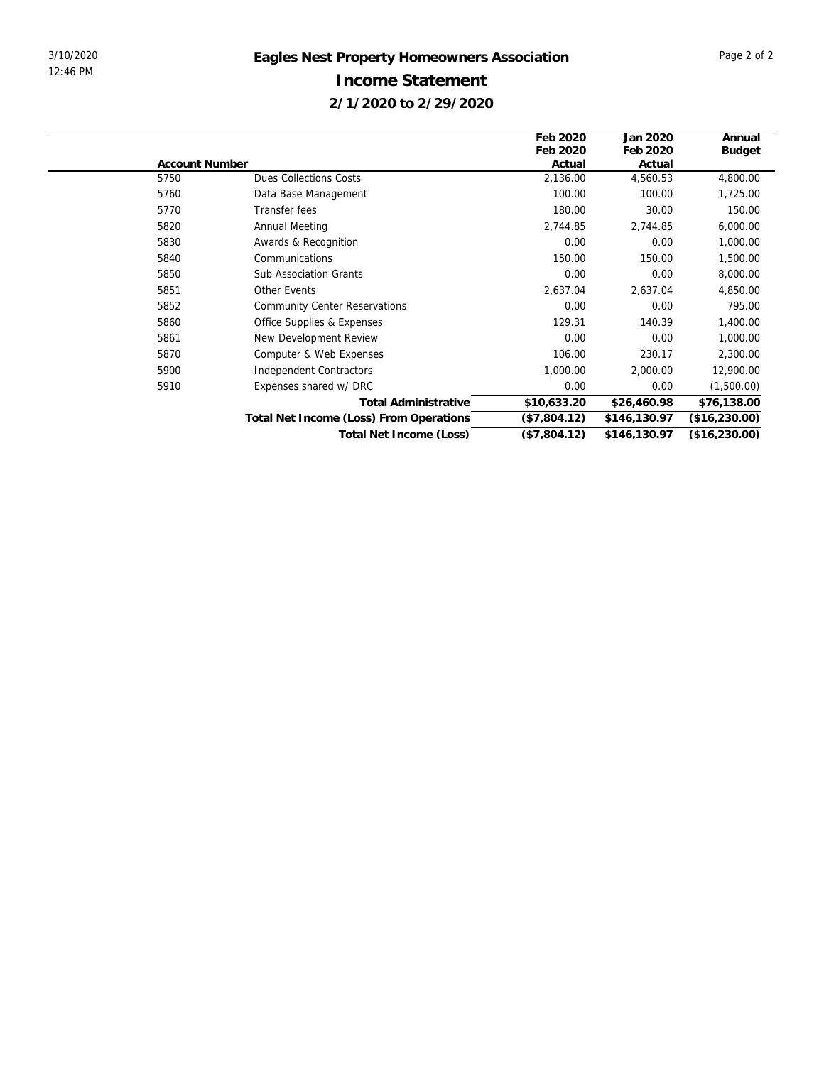# Eagles Nest Property Homeowners Association

## Income Statement

### 2/1/2020 to 2/29/2020

| Account Number | | Feb 2020 Feb 2020 Actual | Jan 2020 Feb 2020 Actual | Annual Budget |
|---|---|---|---|---|
| 5750 | Dues Collections Costs | 2,136.00 | 4,560.53 | 4,800.00 |
| 5760 | Data Base Management | 100.00 | 100.00 | 1,725.00 |
| 5770 | Transfer fees | 180.00 | 30.00 | 150.00 |
| 5820 | Annual Meeting | 2,744.85 | 2,744.85 | 6,000.00 |
| 5830 | Awards & Recognition | 0.00 | 0.00 | 1,000.00 |
| 5840 | Communications | 150.00 | 150.00 | 1,500.00 |
| 5850 | Sub Association Grants | 0.00 | 0.00 | 8,000.00 |
| 5851 | Other Events | 2,637.04 | 2,637.04 | 4,850.00 |
| 5852 | Community Center Reservations | 0.00 | 0.00 | 795.00 |
| 5860 | Office Supplies & Expenses | 129.31 | 140.39 | 1,400.00 |
| 5861 | New Development Review | 0.00 | 0.00 | 1,000.00 |
| 5870 | Computer & Web Expenses | 106.00 | 230.17 | 2,300.00 |
| 5900 | Independent Contractors | 1,000.00 | 2,000.00 | 12,900.00 |
| 5910 | Expenses shared w/ DRC | 0.00 | 0.00 | (1,500.00) |
| | **Total Administrative** | **$10,633.20** | **$26,460.98** | **$76,138.00** |
| | **Total Net Income (Loss) From Operations** | **($7,804.12)** | **$146,130.97** | **($16,230.00)** |
| | **Total Net Income (Loss)** | **($7,804.12)** | **$146,130.97** | **($16,230.00)** |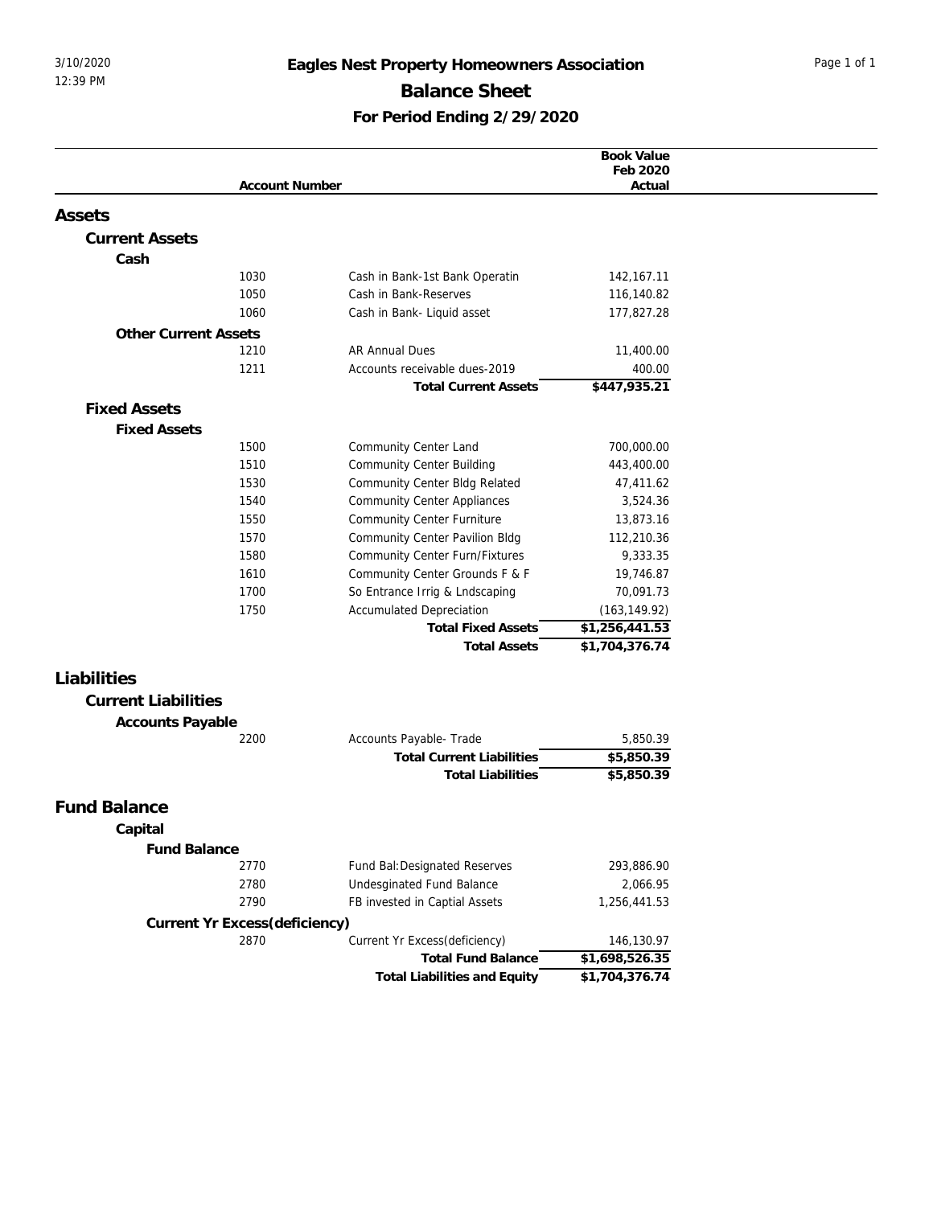# Eagles Nest Property Homeowners Association

## Balance Sheet

### For Period Ending 2/29/2020

| | Account Number | | Book Value Feb 2020 Actual |
|---|---|---|---|
| **Assets** | | | |
| **Current Assets** | | | |
| **Cash** | | | |
| | 1030 | Cash in Bank-1st Bank Operatin | 142,167.11 |
| | 1050 | Cash in Bank-Reserves | 116,140.82 |
| | 1060 | Cash in Bank- Liquid asset | 177,827.28 |
| **Other Current Assets** | | | |
| | 1210 | AR Annual Dues | 11,400.00 |
| | 1211 | Accounts receivable dues-2019 | 400.00 |
| | | **Total Current Assets** | **$447,935.21** |
| **Fixed Assets** | | | |
| **Fixed Assets** | | | |
| | 1500 | Community Center Land | 700,000.00 |
| | 1510 | Community Center Building | 443,400.00 |
| | 1530 | Community Center Bldg Related | 47,411.62 |
| | 1540 | Community Center Appliances | 3,524.36 |
| | 1550 | Community Center Furniture | 13,873.16 |
| | 1570 | Community Center Pavilion Bldg | 112,210.36 |
| | 1580 | Community Center Furn/Fixtures | 9,333.35 |
| | 1610 | Community Center Grounds F & F | 19,746.87 |
| | 1700 | So Entrance Irrig & Lndscaping | 70,091.73 |
| | 1750 | Accumulated Depreciation | (163,149.92) |
| | | **Total Fixed Assets** | **$1,256,441.53** |
| | | **Total Assets** | **$1,704,376.74** |
| **Liabilities** | | | |
| **Current Liabilities** | | | |
| **Accounts Payable** | | | |
| | 2200 | Accounts Payable- Trade | 5,850.39 |
| | | **Total Current Liabilities** | **$5,850.39** |
| | | **Total Liabilities** | **$5,850.39** |
| **Fund Balance** | | | |
| **Capital** | | | |
| **Fund Balance** | | | |
| | 2770 | Fund Bal:Designated Reserves | 293,886.90 |
| | 2780 | Undesginated Fund Balance | 2,066.95 |
| | 2790 | FB invested in Captial Assets | 1,256,441.53 |
| **Current Yr Excess(deficiency)** | | | |
| | 2870 | Current Yr Excess(deficiency) | 146,130.97 |
| | | **Total Fund Balance** | **$1,698,526.35** |
| | | **Total Liabilities and Equity** | **$1,704,376.74** |